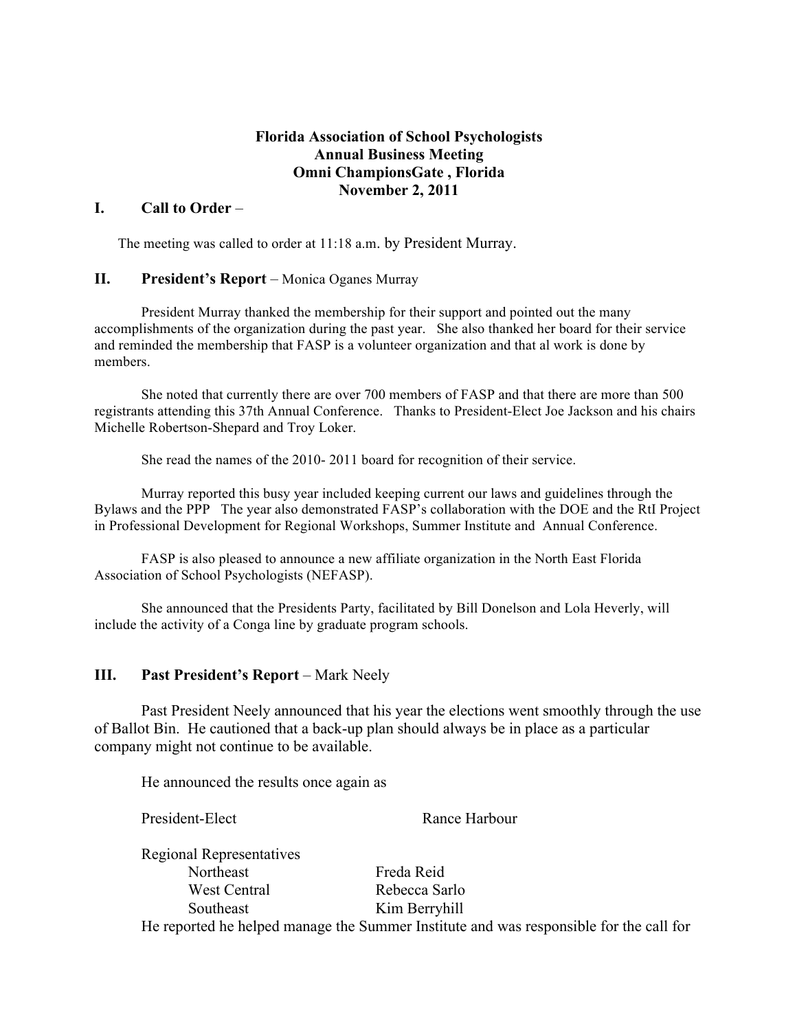**Florida Association of School Psychologists**
**Annual Business Meeting**
**Omni ChampionsGate , Florida**
**November 2, 2011**

## I. Call to Order –

The meeting was called to order at 11:18 a.m. by President Murray.

## II. President's Report – Monica Oganes Murray

President Murray thanked the membership for their support and pointed out the many accomplishments of the organization during the past year. She also thanked her board for their service and reminded the membership that FASP is a volunteer organization and that al work is done by members.

She noted that currently there are over 700 members of FASP and that there are more than 500 registrants attending this 37th Annual Conference. Thanks to President-Elect Joe Jackson and his chairs Michelle Robertson-Shepard and Troy Loker.

She read the names of the 2010- 2011 board for recognition of their service.

Murray reported this busy year included keeping current our laws and guidelines through the Bylaws and the PPP The year also demonstrated FASP's collaboration with the DOE and the RtI Project in Professional Development for Regional Workshops, Summer Institute and Annual Conference.

FASP is also pleased to announce a new affiliate organization in the North East Florida Association of School Psychologists (NEFASP).

She announced that the Presidents Party, facilitated by Bill Donelson and Lola Heverly, will include the activity of a Conga line by graduate program schools.

## III. Past President's Report – Mark Neely

Past President Neely announced that his year the elections went smoothly through the use of Ballot Bin. He cautioned that a back-up plan should always be in place as a particular company might not continue to be available.

He announced the results once again as

President-Elect — Rance Harbour

Regional Representatives
- Northeast — Freda Reid
- West Central — Rebecca Sarlo
- Southeast — Kim Berryhill

He reported he helped manage the Summer Institute and was responsible for the call for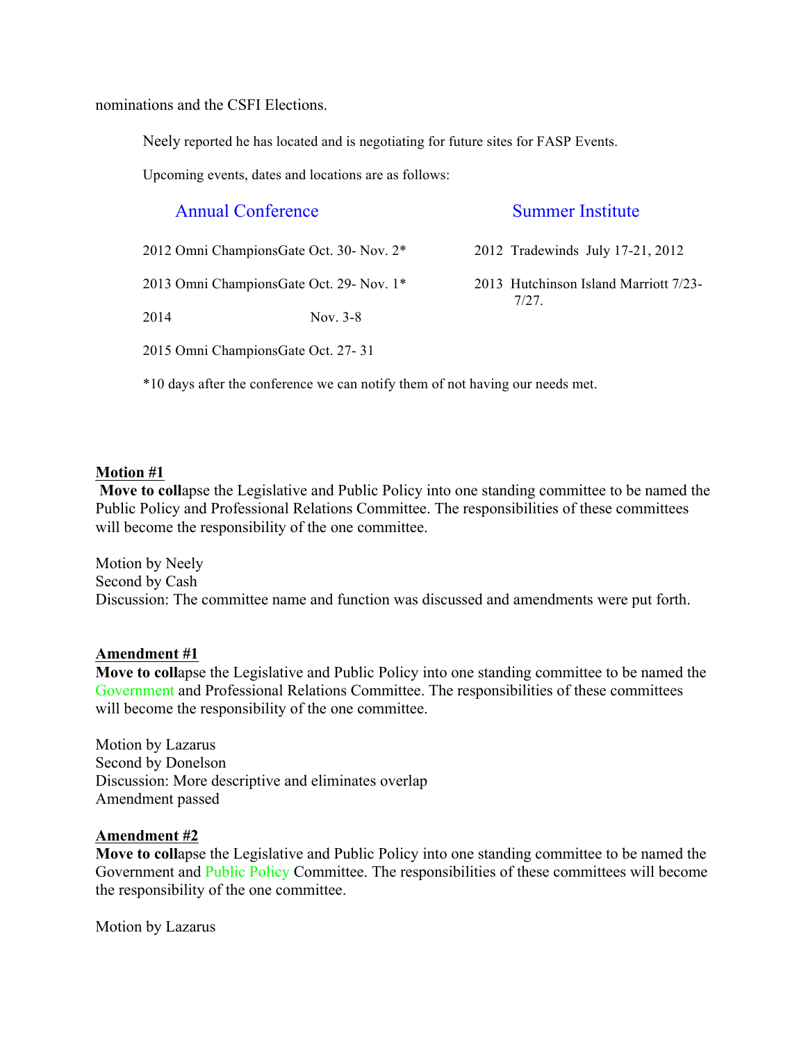nominations and the CSFI Elections.

Neely reported he has located and is negotiating for future sites for FASP Events.

Upcoming events, dates and locations are as follows:

| Annual Conference | Summer Institute |
| --- | --- |
| 2012 Omni ChampionsGate Oct. 30- Nov. 2* | 2012 Tradewinds July 17-21, 2012 |
| 2013 Omni ChampionsGate Oct. 29- Nov. 1* | 2013 Hutchinson Island Marriott 7/23-7/27. |
| 2014 Nov. 3-8 | |
| 2015 Omni ChampionsGate Oct. 27- 31 | |

*10 days after the conference we can notify them of not having our needs met.

**Motion #1**

**Move to coll**apse the Legislative and Public Policy into one standing committee to be named the Public Policy and Professional Relations Committee. The responsibilities of these committees will become the responsibility of the one committee.

Motion by Neely
Second by Cash
Discussion: The committee name and function was discussed and amendments were put forth.

**Amendment #1**

**Move to coll**apse the Legislative and Public Policy into one standing committee to be named the Government and Professional Relations Committee. The responsibilities of these committees will become the responsibility of the one committee.

Motion by Lazarus
Second by Donelson
Discussion: More descriptive and eliminates overlap
Amendment passed

**Amendment #2**

**Move to coll**apse the Legislative and Public Policy into one standing committee to be named the Government and Public Policy Committee. The responsibilities of these committees will become the responsibility of the one committee.

Motion by Lazarus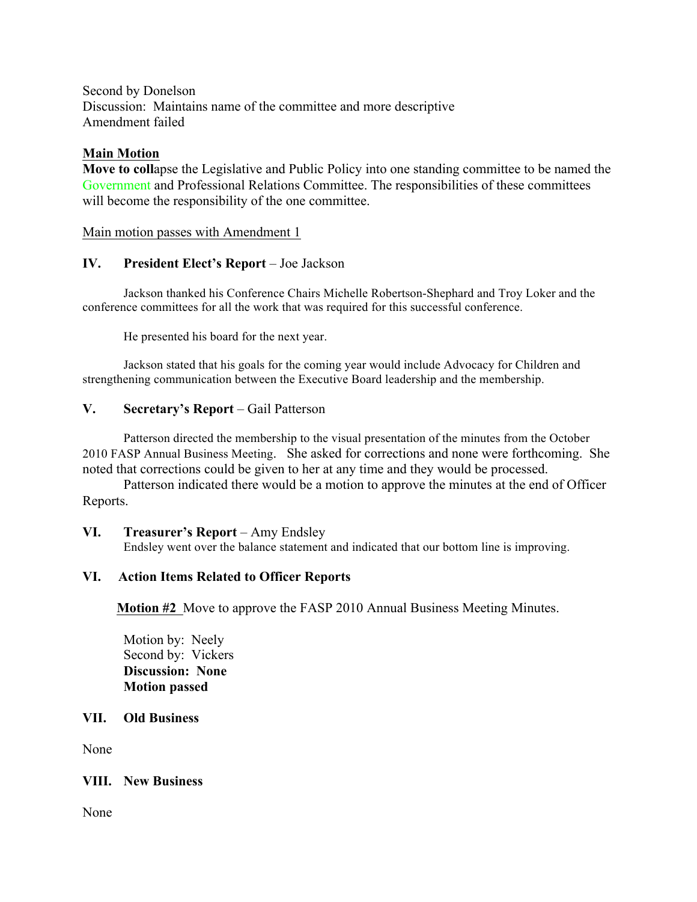Second by Donelson
Discussion: Maintains name of the committee and more descriptive
Amendment failed

**Main Motion**

**Move to coll**apse the Legislative and Public Policy into one standing committee to be named the Government and Professional Relations Committee. The responsibilities of these committees will become the responsibility of the one committee.

Main motion passes with Amendment 1

## IV. **President Elect's Report** – Joe Jackson

Jackson thanked his Conference Chairs Michelle Robertson-Shephard and Troy Loker and the conference committees for all the work that was required for this successful conference.

He presented his board for the next year.

Jackson stated that his goals for the coming year would include Advocacy for Children and strengthening communication between the Executive Board leadership and the membership.

## V. **Secretary's Report** – Gail Patterson

Patterson directed the membership to the visual presentation of the minutes from the October 2010 FASP Annual Business Meeting. She asked for corrections and none were forthcoming. She noted that corrections could be given to her at any time and they would be processed.

Patterson indicated there would be a motion to approve the minutes at the end of Officer Reports.

## VI. **Treasurer's Report** – Amy Endsley

Endsley went over the balance statement and indicated that our bottom line is improving.

## VI. Action Items Related to Officer Reports

**Motion #2** Move to approve the FASP 2010 Annual Business Meeting Minutes.

Motion by: Neely
Second by: Vickers
**Discussion: None**
**Motion passed**

## VII. Old Business

None

## VIII. New Business

None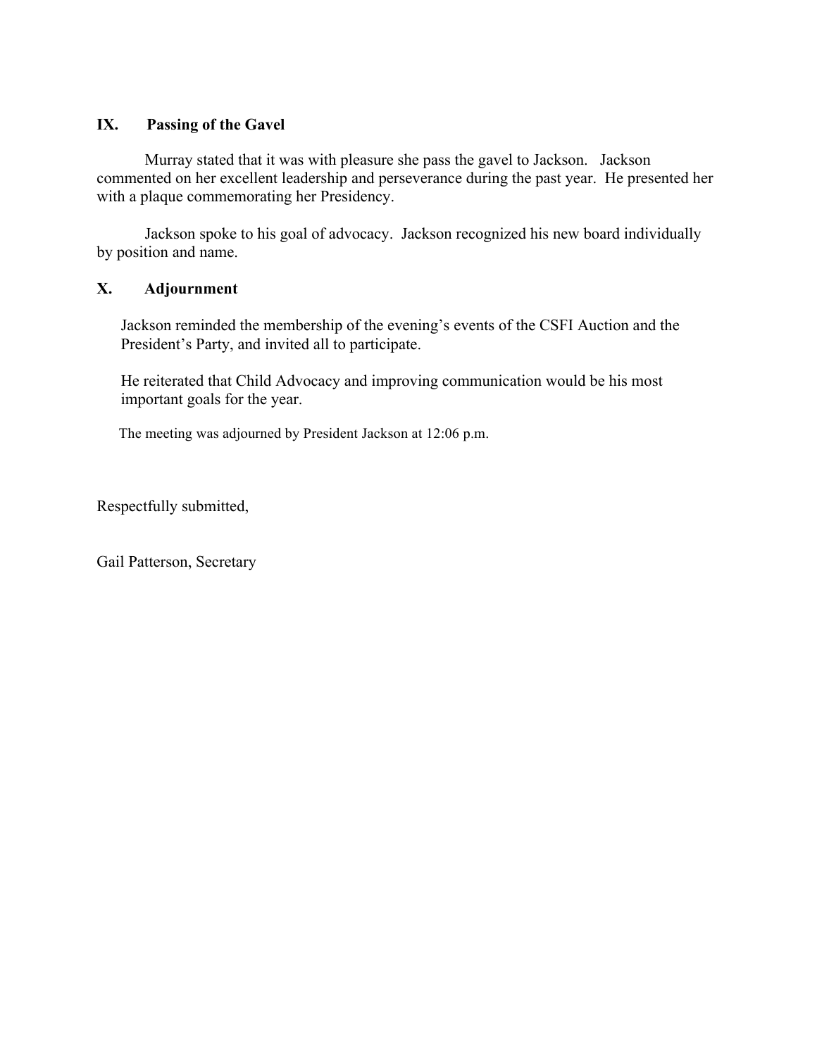## IX. Passing of the Gavel

Murray stated that it was with pleasure she pass the gavel to Jackson. Jackson commented on her excellent leadership and perseverance during the past year. He presented her with a plaque commemorating her Presidency.

Jackson spoke to his goal of advocacy. Jackson recognized his new board individually by position and name.

## X. Adjournment

Jackson reminded the membership of the evening's events of the CSFI Auction and the President's Party, and invited all to participate.

He reiterated that Child Advocacy and improving communication would be his most important goals for the year.

The meeting was adjourned by President Jackson at 12:06 p.m.

Respectfully submitted,

Gail Patterson, Secretary